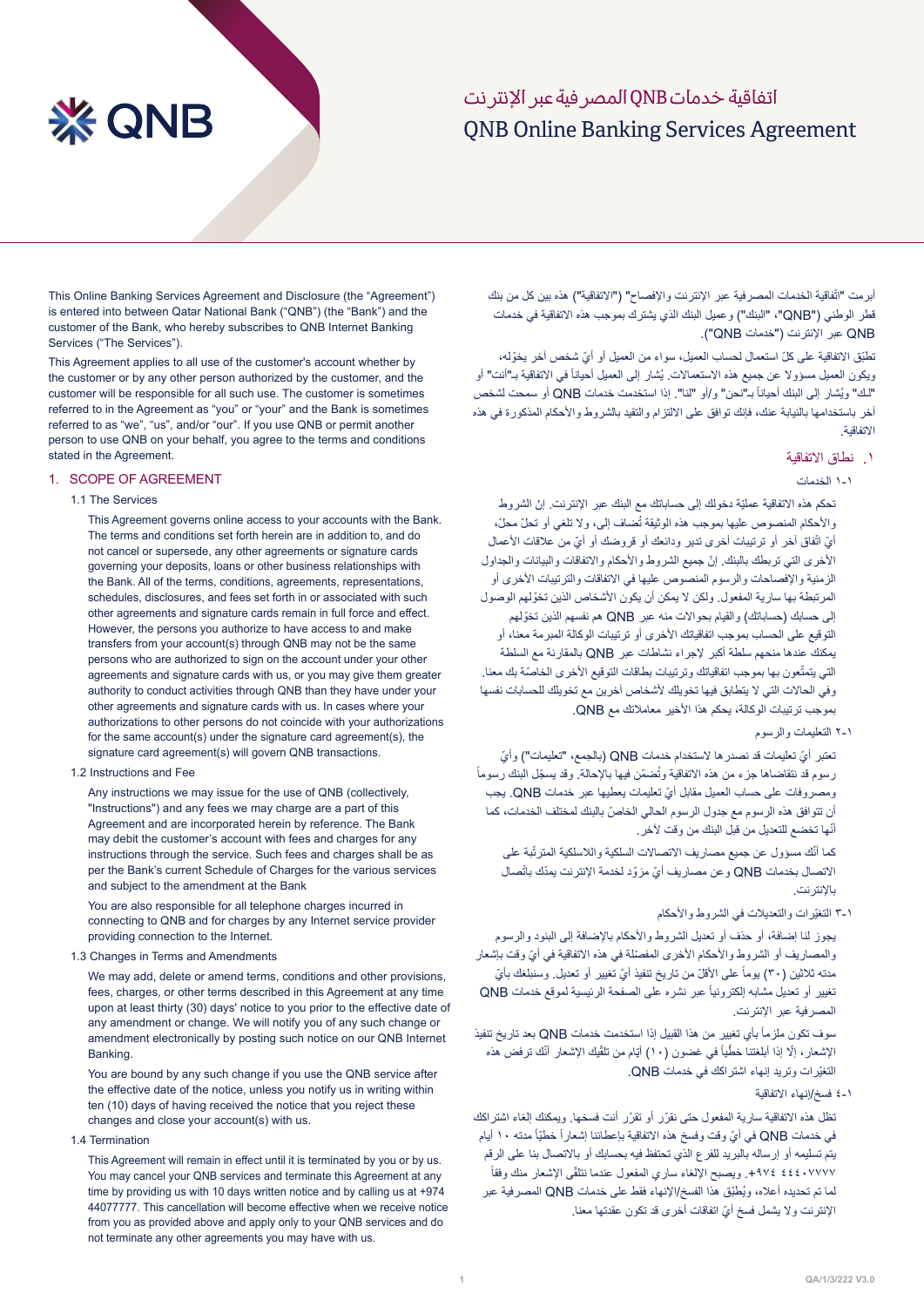# اتفاقية خدمات QNB المصرفية عبر الإنترنت
# QNB Online Banking Services Agreement

This Online Banking Services Agreement and Disclosure (the "Agreement") is entered into between Qatar National Bank ("QNB") (the "Bank") and the customer of the Bank, who hereby subscribes to QNB Internet Banking Services ("The Services").

This Agreement applies to all use of the customer's account whether by the customer or by any other person authorized by the customer, and the customer will be responsible for all such use. The customer is sometimes referred to in the Agreement as "you" or "your" and the Bank is sometimes referred to as "we", "us", and/or "our". If you use QNB or permit another person to use QNB on your behalf, you agree to the terms and conditions stated in the Agreement.

## 1. SCOPE OF AGREEMENT

### 1.1 The Services

This Agreement governs online access to your accounts with the Bank. The terms and conditions set forth herein are in addition to, and do not cancel or supersede, any other agreements or signature cards governing your deposits, loans or other business relationships with the Bank. All of the terms, conditions, agreements, representations, schedules, disclosures, and fees set forth in or associated with such other agreements and signature cards remain in full force and effect. However, the persons you authorize to have access to and make transfers from your account(s) through QNB may not be the same persons who are authorized to sign on the account under your other agreements and signature cards with us, or you may give them greater authority to conduct activities through QNB than they have under your other agreements and signature cards with us. In cases where your authorizations to other persons do not coincide with your authorizations for the same account(s) under the signature card agreement(s), the signature card agreement(s) will govern QNB transactions.

### 1.2 Instructions and Fee

Any instructions we may issue for the use of QNB (collectively, "Instructions") and any fees we may charge are a part of this Agreement and are incorporated herein by reference. The Bank may debit the customer's account with fees and charges for any instructions through the service. Such fees and charges shall be as per the Bank's current Schedule of Charges for the various services and subject to the amendment at the Bank

You are also responsible for all telephone charges incurred in connecting to QNB and for charges by any Internet service provider providing connection to the Internet.

### 1.3 Changes in Terms and Amendments

We may add, delete or amend terms, conditions and other provisions, fees, charges, or other terms described in this Agreement at any time upon at least thirty (30) days' notice to you prior to the effective date of any amendment or change. We will notify you of any such change or amendment electronically by posting such notice on our QNB Internet Banking.

You are bound by any such change if you use the QNB service after the effective date of the notice, unless you notify us in writing within ten (10) days of having received the notice that you reject these changes and close your account(s) with us.

### 1.4 Termination

This Agreement will remain in effect until it is terminated by you or by us. You may cancel your QNB services and terminate this Agreement at any time by providing us with 10 days written notice and by calling us at +974 44077777. This cancellation will become effective when we receive notice from you as provided above and apply only to your QNB services and do not terminate any other agreements you may have with us.

أبرمت "اتّفاقية الخدمات المصرفية عبر الإنترنت والإفصاح" ("الاتفاقية") هذه بين كل من بنك قطر الوطني ("QNB"، "البنك") وعميل البنك الذي يشترك بموجب هذه الاتفاقية في خدمات QNB عبر الإنترنت ("خدمات QNB").

تطبّق الاتفاقية على كلّ استعمال لحساب العميل، سواء من العميل أو أيّ شخص آخر يخوّله، ويكون العميل مسؤولاً عن جميع هذه الاستعمالات. يُشار إلى العميل أحياناً في الاتفاقية بـ"أنت" أو "لك" ويُشار إلى البنك أحياناً بـ"نحن" و/أو "لنا". إذا استخدمت خدمات QNB أو سمحت لشخص آخر باستخدامها بالنيابة عنك، فإنك توافق على الالتزام والتقيد بالشروط والأحكام المذكورة في هذه الاتفاقية.

## ١. نطاق الاتفاقية

### ١-١ الخدمات

تحكم هذه الاتفاقية عمليّة دخولك إلى حساباتك مع البنك عبر الإنترنت. إنّ الشروط والأحكام المنصوص عليها بموجب هذه الوثيقة تُضاف إلى، ولا تلغي أو تحلّ محلّ، أيّ اتّفاق آخر أو ترتيبات أخرى تدير ودائعك أو قروضك أو أيّ من علاقات الأعمال الأخرى التي تربطك بالبنك. إنّ جميع الشروط والأحكام والاتفاقات والبيانات والجداول الزمنية والإفصاحات والرسوم المنصوص عليها في الاتفاقات والترتيبات الأخرى أو المرتبطة بها سارية المفعول. ولكن لا يمكن أن يكون الأشخاص الذين تخوّلهم الوصول إلى حسابك (حساباتك) والقيام بحوالات منه عبر QNB هم نفسهم الذين تخوّلهم التوقيع على الحساب بموجب اتفاقياتك الأخرى أو ترتيبات الوكالة المبرمة معنا، أو يمكنك عندها منحهم سلطة أكبر لإجراء نشاطات عبر QNB بالمقارنة مع السلطة التي يتمتّعون بها بموجب اتفاقياتك وترتيبات بطاقات التوقيع الأخرى الخاصّة بك معنا. وفي الحالات التي لا يتطابق فيها تخويلك لأشخاص آخرين مع تخويلك للحسابات نفسها بموجب ترتيبات الوكالة، يحكم هذا الأخير معاملاتك مع QNB.

### ١-٢ التعليمات والرسوم

تعتبر أيّ تعليمات قد نصدرها لاستخدام خدمات QNB (بالجمع، "تعليمات") وأيّ رسوم قد نتقاضاها جزء من هذه الاتفاقية وتُضمّن فيها بالإحالة. وقد يسجّل البنك رسوماً ومصروفات على حساب العميل مقابل أيّ تعليمات يعطيها عبر خدمات QNB. يجب أن تتوافق هذه الرسوم مع جدول الرسوم الحالي الخاصّ بالبنك لمختلف الخدمات، كما أنّها تخضع للتعديل من قبل البنك من وقت لآخر.

كما أنّك مسؤول عن جميع مصاريف الاتصالات السلكية واللاسلكية المترتّبة على الاتصال بخدمات QNB وعن مصاريف أيّ مزوّد لخدمة الإنترنت يمدّك باتّصال بالإنترنت.

### ١-٣ التغيّرات والتعديلات في الشروط والأحكام

يجوز لنا إضافة، أو حذف أو تعديل الشروط والأحكام بالإضافة إلى البنود والرسوم والمصاريف أو الشروط والأحكام الأخرى المفصّلة في هذه الاتفاقية في أيّ وقت بإشعار مدته ثلاثين (٣٠) يوماً على الأقلّ من تاريخ تنفيذ أيّ تغيير أو تعديل. وسنبلغك بأيّ تغيير أو تعديل مشابه إلكترونياً عبر نشره على الصفحة الرئيسية لموقع خدمات QNB المصرفية عبر الإنترنت.

سوف تكون ملزماً بأيّ تغيير من هذا القبيل إذا استخدمت خدمات QNB بعد تاريخ تنفيذ الإشعار، إلّا إذا أبلغتنا خطّياً في غضون (١٠) أيّام من تلقّيك الإشعار أنّك ترفض هذه التغيّرات وتريد إنهاء اشتراكك في خدمات QNB.

### ١-٤ فسخ/إنهاء الاتفاقية

تظلّ هذه الاتفاقية سارية المفعول حتى نقرّر أو تقرّر أنت فسخها. ويمكنك إلغاء اشتراكك في خدمات QNB في أيّ وقت وفسخ هذه الاتفاقية بإعطائنا إشعاراً خطّياً مدته ١٠ أيام يتم تسليمه أو إرساله بالبريد للفرع الذي تحتفظ فيه بحسابك أو بالاتصال بنا على الرقم ‎+٩٧٤ ٤٤٤٠٧٧٧٧. ويصبح الإلغاء ساري المفعول عندما نتلقّى الإشعار منك وفقاً لما تم تحديده أعلاه، ويُطبّق هذا الفسخ/الإنهاء فقط على خدمات QNB المصرفية عبر الإنترنت ولا يشمل فسخ أيّ اتفاقات أخرى قد تكون عقدتها معنا.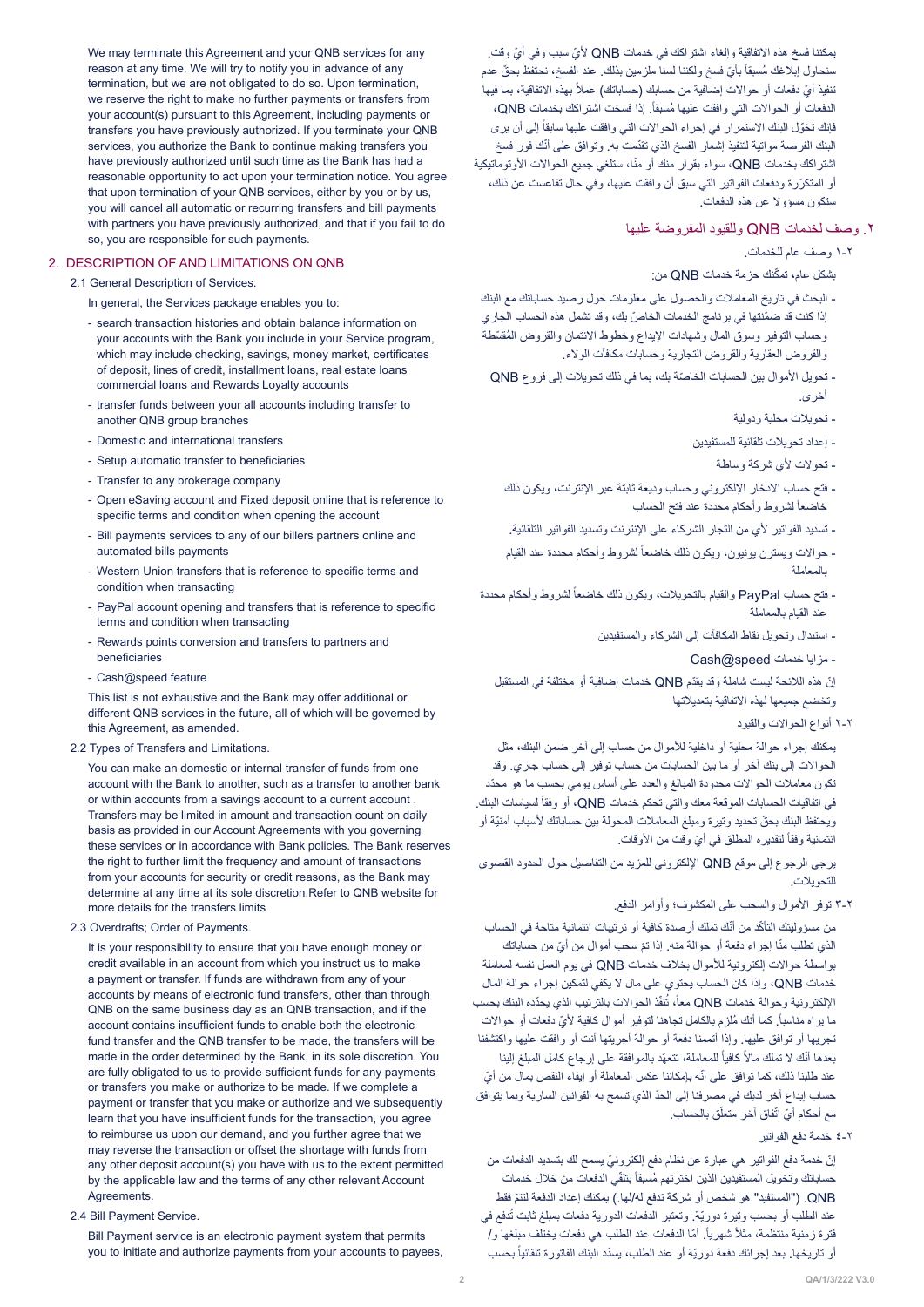We may terminate this Agreement and your QNB services for any reason at any time. We will try to notify you in advance of any termination, but we are not obligated to do so. Upon termination, we reserve the right to make no further payments or transfers from your account(s) pursuant to this Agreement, including payments or transfers you have previously authorized. If you terminate your QNB services, you authorize the Bank to continue making transfers you have previously authorized until such time as the Bank has had a reasonable opportunity to act upon your termination notice. You agree that upon termination of your QNB services, either by you or by us, you will cancel all automatic or recurring transfers and bill payments with partners you have previously authorized, and that if you fail to do so, you are responsible for such payments.

## 2. DESCRIPTION OF AND LIMITATIONS ON QNB

### 2.1 General Description of Services.

In general, the Services package enables you to:

- search transaction histories and obtain balance information on your accounts with the Bank you include in your Service program, which may include checking, savings, money market, certificates of deposit, lines of credit, installment loans, real estate loans commercial loans and Rewards Loyalty accounts
- transfer funds between your all accounts including transfer to another QNB group branches
- Domestic and international transfers
- Setup automatic transfer to beneficiaries
- Transfer to any brokerage company
- Open eSaving account and Fixed deposit online that is reference to specific terms and condition when opening the account
- Bill payments services to any of our billers partners online and automated bills payments
- Western Union transfers that is reference to specific terms and condition when transacting
- PayPal account opening and transfers that is reference to specific terms and condition when transacting
- Rewards points conversion and transfers to partners and beneficiaries
- Cash@speed feature

This list is not exhaustive and the Bank may offer additional or different QNB services in the future, all of which will be governed by this Agreement, as amended.

### 2.2 Types of Transfers and Limitations.

You can make an domestic or internal transfer of funds from one account with the Bank to another, such as a transfer to another bank or within accounts from a savings account to a current account . Transfers may be limited in amount and transaction count on daily basis as provided in our Account Agreements with you governing these services or in accordance with Bank policies. The Bank reserves the right to further limit the frequency and amount of transactions from your accounts for security or credit reasons, as the Bank may determine at any time at its sole discretion.Refer to QNB website for more details for the transfers limits

### 2.3 Overdrafts; Order of Payments.

It is your responsibility to ensure that you have enough money or credit available in an account from which you instruct us to make a payment or transfer. If funds are withdrawn from any of your accounts by means of electronic fund transfers, other than through QNB on the same business day as an QNB transaction, and if the account contains insufficient funds to enable both the electronic fund transfer and the QNB transfer to be made, the transfers will be made in the order determined by the Bank, in its sole discretion. You are fully obligated to us to provide sufficient funds for any payments or transfers you make or authorize to be made. If we complete a payment or transfer that you make or authorize and we subsequently learn that you have insufficient funds for the transaction, you agree to reimburse us upon our demand, and you further agree that we may reverse the transaction or offset the shortage with funds from any other deposit account(s) you have with us to the extent permitted by the applicable law and the terms of any other relevant Account Agreements.

### 2.4 Bill Payment Service.

Bill Payment service is an electronic payment system that permits you to initiate and authorize payments from your accounts to payees,

يمكننا فسخ هذه الاتفاقية وإلغاء اشتراكك في خدمات QNB لأيّ سبب وفي أيّ وقت. سنحاول إبلاغك مُسبقاً بأيّ فسخ ولكننا لسنا ملزمين بذلك. عند الفسخ، نحتفظ بحقّ عدم تنفيذ أيّ دفعات أو حوالات إضافية من حسابك (حساباتك) عملاً بهذه الاتفاقية، بما فيها الدفعات أو الحوالات التي وافقت عليها مُسبقاً. إذا فسخت اشتراكك بخدمات QNB، فإنك تخوّل البنك الاستمرار في إجراء الحوالات التي وافقت عليها سابقاً إلى أن يرى البنك الفرصة مواتية لتنفيذ إشعار الفسخ الذي تقدّمت به. وتوافق على أنّك فور فسخ اشتراكك بخدمات QNB، سواء بقرار منك أو منّا، ستلغي جميع الحوالات الأوتوماتيكية أو المتكرّرة ودفعات الفواتير التي سبق أن وافقت عليها، وفي حال تقاعست عن ذلك، ستكون مسؤولاً عن هذه الدفعات.

## ٢. وصف لخدمات QNB وللقيود المفروضة عليها

### ٢-١ وصف عام للخدمات.

بشكل عام، تمكّنك حزمة خدمات QNB من:

- البحث في تاريخ المعاملات والحصول على معلومات حول رصيد حساباتك مع البنك إذا كنت قد ضمّنتها في برنامج الخدمات الخاصّ بك، وقد تشمل هذه الحساب الجاري وحساب التوفير وسوق المال وشهادات الإيداع وخطوط الائتمان والقروض المُقسّطة والقروض العقارية والقروض التجارية وحسابات مكافآت الولاء.
- تحويل الأموال بين الحسابات الخاصّة بك، بما في ذلك تحويلات إلى فروع QNB أخرى.
- تحويلات محلية ودولية
- إعداد تحويلات تلقائية للمستفيدين
- تحولات لأي شركة وساطة
- فتح حساب الادخار الإلكتروني وحساب وديعة ثابتة عبر الإنترنت، ويكون ذلك خاضعاً لشروط وأحكام محددة عند فتح الحساب
- تسديد الفواتير لأي من التجار الشركاء على الإنترنت وتسديد الفواتير التلقائية.
- حوالات ويسترن يونيون، ويكون ذلك خاضعاً لشروط وأحكام محددة عند القيام بالمعاملة
- فتح حساب PayPal والقيام بالتحويلات، ويكون ذلك خاضعاً لشروط وأحكام محددة عند القيام بالمعاملة
- استبدال وتحويل نقاط المكافآت إلى الشركاء والمستفيدين
- مزايا خدمات Cash@speed

إنّ هذه اللائحة ليست شاملة وقد يقدّم QNB خدمات إضافية أو مختلفة في المستقبل وتخضع جميعها لهذه الاتفاقية بتعديلاتها

### ٢-٢ أنواع الحوالات والقيود

يمكنك إجراء حوالة محلية أو داخلية للأموال من حساب إلى آخر ضمن البنك، مثل الحوالات إلى بنك آخر أو ما بين الحسابات من حساب توفير إلى حساب جاري. وقد تكون معاملات الحوالات محدودة المبالغ والعدد على أساس يومي بحسب ما هو محدّد في اتفاقيات الحسابات الموقعة معك والتي تحكم خدمات QNB، أو وفقاً لسياسات البنك. ويحتفظ البنك بحقّ تحديد وتيرة ومبلغ المعاملات المحولة بين حساباتك لأسباب أمنيّة أو ائتمانية وفقاً لتقديره المطلق في أيّ وقت من الأوقات.

يرجى الرجوع إلى موقع QNB الإلكتروني للمزيد من التفاصيل حول الحدود القصوى للتحويلات.

### ٢-٣ توفر الأموال والسحب على المكشوف؛ وأوامر الدفع.

من مسؤوليتك التأكّد من أنّك تملك أرصدة كافية أو ترتيبات ائتمانية متاحة في الحساب الذي تطلب منّا إجراء دفعة أو حوالة منه. إذا تمّ سحب أموال من أيّ من حساباتك بواسطة حوالات إلكترونية للأموال بخلاف خدمات QNB في يوم العمل نفسه لمعاملة خدمات QNB، وإذا كان الحساب يحتوي على مال لا يكفي لتمكين إجراء حوالة المال الإلكترونية وحوالة خدمات QNB معاً، تُنفّذ الحوالات بالترتيب الذي يحدّده البنك بحسب ما يراه مناسباً. كما أنك مُلزم بالكامل تجاهنا لتوفير أموال كافية لأيّ دفعات أو حوالات تجريها أو توافق عليها. وإذا أتممنا دفعة أو حوالة أجريتها أنت أو وافقت عليها واكتشفنا بعدها أنّك لا تملك مالاً كافياً للمعاملة، تتعهّد بالموافقة على إرجاع كامل المبلغ إلينا عند طلبنا ذلك، كما توافق على أنّه بإمكاننا عكس المعاملة أو إيفاء النقص بمال من أيّ حساب إيداع آخر لديك في مصرفنا إلى الحدّ الذي تسمح به القوانين السارية وبما يتوافق مع أحكام أيّ اتّفاق آخر متعلّق بالحساب.

### ٢-٤ خدمة دفع الفواتير

إنّ خدمة دفع الفواتير هي عبارة عن نظام دفع إلكترونيّ يسمح لك بتسديد الدفعات من حساباتك وتخويل المستفيدين الذين اخترتهم مُسبقاً بتلقّي الدفعات من خلال خدمات QNB. ("المستفيد" هو شخص أو شركة تدفع له/لها.) يمكنك إعداد الدفعة لتتمّ فقط عند الطلب أو بحسب وتيرة دوريّة. وتعتبر الدفعات الدورية دفعات بمبلغ ثابت تُدفع في فترة زمنية منتظمة، مثلاً شهرياً. أمّا الدفعات عند الطلب هي دفعات يختلف مبلغها و/ أو تاريخها. بعد إجرائك دفعة دوريّة أو عند الطلب، يسدّد البنك الفاتورة تلقائياً بحسب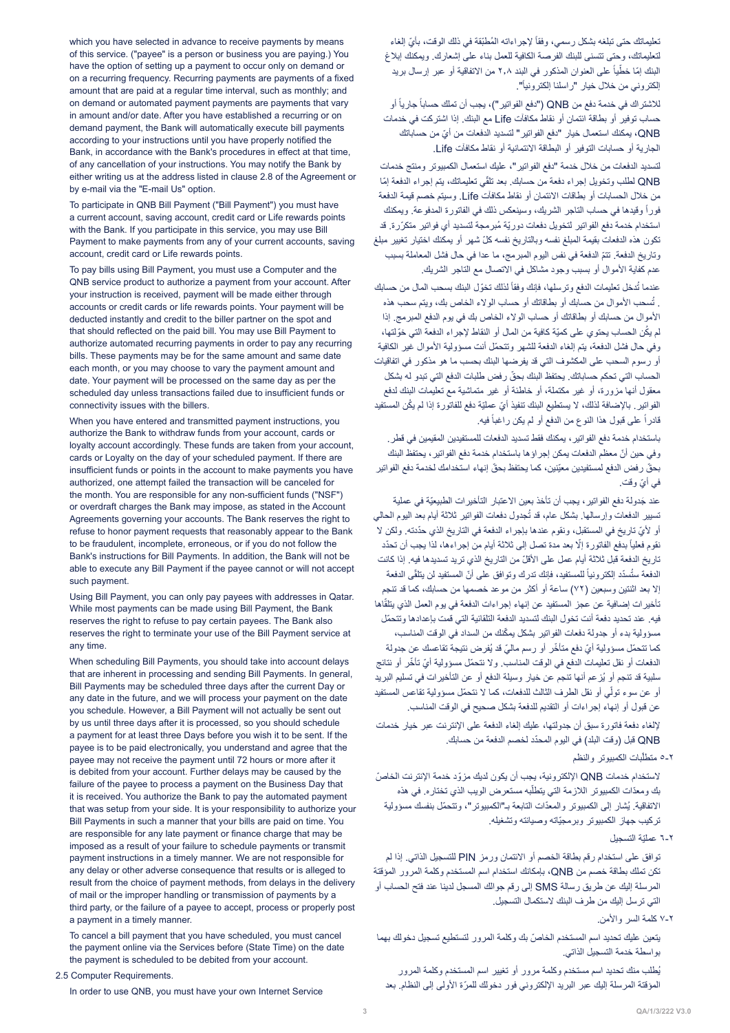which you have selected in advance to receive payments by means of this service. ("payee" is a person or business you are paying.) You have the option of setting up a payment to occur only on demand or on a recurring frequency. Recurring payments are payments of a fixed amount that are paid at a regular time interval, such as monthly; and on demand or automated payment payments are payments that vary in amount and/or date. After you have established a recurring or on demand payment, the Bank will automatically execute bill payments according to your instructions until you have properly notified the Bank, in accordance with the Bank's procedures in effect at that time, of any cancellation of your instructions. You may notify the Bank by either writing us at the address listed in clause 2.8 of the Agreement or by e-mail via the "E-mail Us" option.

To participate in QNB Bill Payment ("Bill Payment") you must have a current account, saving account, credit card or Life rewards points with the Bank. If you participate in this service, you may use Bill Payment to make payments from any of your current accounts, saving account, credit card or Life rewards points.

To pay bills using Bill Payment, you must use a Computer and the QNB service product to authorize a payment from your account. After your instruction is received, payment will be made either through accounts or credit cards or life rewards points. Your payment will be deducted instantly and credit to the biller partner on the spot and that should reflected on the paid bill. You may use Bill Payment to authorize automated recurring payments in order to pay any recurring bills. These payments may be for the same amount and same date each month, or you may choose to vary the payment amount and date. Your payment will be processed on the same day as per the scheduled day unless transactions failed due to insufficient funds or connectivity issues with the billers.

When you have entered and transmitted payment instructions, you authorize the Bank to withdraw funds from your account, cards or loyalty account accordingly. These funds are taken from your account, cards or Loyalty on the day of your scheduled payment. If there are insufficient funds or points in the account to make payments you have authorized, one attempt failed the transaction will be canceled for the month. You are responsible for any non-sufficient funds ("NSF") or overdraft charges the Bank may impose, as stated in the Account Agreements governing your accounts. The Bank reserves the right to refuse to honor payment requests that reasonably appear to the Bank to be fraudulent, incomplete, erroneous, or if you do not follow the Bank's instructions for Bill Payments. In addition, the Bank will not be able to execute any Bill Payment if the payee cannot or will not accept such payment.

Using Bill Payment, you can only pay payees with addresses in Qatar. While most payments can be made using Bill Payment, the Bank reserves the right to refuse to pay certain payees. The Bank also reserves the right to terminate your use of the Bill Payment service at any time.

When scheduling Bill Payments, you should take into account delays that are inherent in processing and sending Bill Payments. In general, Bill Payments may be scheduled three days after the current Day or any date in the future, and we will process your payment on the date you schedule. However, a Bill Payment will not actually be sent out by us until three days after it is processed, so you should schedule a payment for at least three Days before you wish it to be sent. If the payee is to be paid electronically, you understand and agree that the payee may not receive the payment until 72 hours or more after it is debited from your account. Further delays may be caused by the failure of the payee to process a payment on the Business Day that it is received. You authorize the Bank to pay the automated payment that was setup from your side. It is your responsibility to authorize your Bill Payments in such a manner that your bills are paid on time. You are responsible for any late payment or finance charge that may be imposed as a result of your failure to schedule payments or transmit payment instructions in a timely manner. We are not responsible for any delay or other adverse consequence that results or is alleged to result from the choice of payment methods, from delays in the delivery of mail or the improper handling or transmission of payments by a third party, or the failure of a payee to accept, process or properly post a payment in a timely manner.

To cancel a bill payment that you have scheduled, you must cancel the payment online via the Services before (State Time) on the date the payment is scheduled to be debited from your account.

2.5 Computer Requirements.

In order to use QNB, you must have your own Internet Service

تعليماتك حتى تبلغه بشكل رسمي، وفقاً لإجراءاته المُطبّقة في ذلك الوقت، بأيّ إلغاء لتعليماتك، وحتى تتسنى للبنك الفرصة الكافية للعمل بناء على إشعارك. ويمكنك إبلاغ البنك إمّا خطّياً على العنوان المذكور في البند ٢،٨ من الاتفاقية أو عبر إرسال بريد إلكتروني من خلال خيار "راسلنا إلكترونياً".

للاشتراك في خدمة دفع من QNB ("دفع الفواتير")، يجب أن تملك حساباً جارياً أو حساب توفير أو بطاقة ائتمان أو نقاط مكافآت Life مع البنك. إذا اشتركت في خدمات QNB، يمكنك استعمال خيار "دفع الفواتير" لتسديد الدفعات من أيّ من حساباتك الجارية أو حسابات التوفير أو البطاقة الائتمانية أو نقاط مكافآت Life.

لتسديد الدفعات من خلال خدمة "دفع الفواتير"، عليك استعمال الكمبيوتر ومنتج خدمات QNB لطلب وتخويل إجراء دفعة من حسابك. بعد تلقّي تعليماتك، يتم إجراء الدفعة إمّا من خلال الحسابات أو بطاقات الائتمان أو نقاط مكافآت Life. وسيتم خصم قيمة الدفعة فوراً وقيدها في حساب التاجر الشريك، وسينعكس ذلك في الفاتورة المدفوعة. ويمكنك استخدام خدمة دفع الفواتير لتخويل دفعات دوريّة مُبرمجة لتسديد أي فواتير متكرّرة. قد تكون هذه الدفعات بقيمة المبلغ نفسه وبالتاريخ نفسه كلّ شهر أو يمكنك اختيار تغيير مبلغ وتاريخ الدفعة. تتمّ الدفعة في نفس اليوم المبرمج، ما عدا في حال فشل المعاملة بسبب عدم كفاية الأموال أو بسبب وجود مشاكل في الاتصال مع التاجر الشريك.

عندما تُدخل تعليمات الدفع وترسلها، فإنك وفقاً لذلك تخوّل البنك بسحب المال من حسابك . تُسحب الأموال من حسابك أو بطاقاتك أو حساب الولاء الخاص بك، ويتم سحب هذه الأموال من حسابك أو بطاقاتك أو حساب الولاء الخاص بك في يوم الدفع المبرمج. إذا لم يكُن الحساب يحتوي على كميّة كافية من المال أو النقاط لإجراء الدفعة التي خوّلتها، وفي حال فشل الدفعة، يتم إلغاء الدفعة للشهر وتتحمّل أنت مسؤولية الأموال غير الكافية أو رسوم السحب على المكشوف التي قد يفرضها البنك بحسب ما هو مذكور في اتفاقيات الحساب التي تحكم حساباتك. يحتفظ البنك بحقّ رفض طلبات الدفع التي تبدو له بشكل معقول أنها مزوّرة، أو غير مكتملة، أو خاطئة أو غير متماشية مع تعليمات البنك لدفع الفواتير. بالإضافة لذلك، لا يستطيع البنك تنفيذ أيّ عمليّة دفع للفاتورة إذا لم يكُن المستفيد قادراً على قبول هذا النوع من الدفع أو لم يكن راغباً فيه.

باستخدام خدمة دفع الفواتير، يمكنك فقط تسديد الدفعات للمستفيدين المقيمين في قطر. وفي حين أنّ معظم الدفعات يمكن إجراؤها باستخدام خدمة دفع الفواتير، يحتفظ البنك بحقّ رفض الدفع لمستفيدين معيّنين، كما يحتفظ بحقّ إنهاء استخدامك لخدمة دفع الفواتير في أيّ وقت.

عند جَدولة دفع الفواتير، يجب أن تأخذ بعين الاعتبار التأخيرات الطبيعيّة في عملية تسيير الدفعات وإرسالها. بشكل عام، قد تُجدول دفعات الفواتير ثلاثة أيام بعد اليوم الحالي أو لأيّ تاريخ في المستقبل، ونقوم عندها بإجراء الدفعة في التاريخ الذي حدّدته. ولكن لا نقوم فعلياً بدفع الفاتورة إلاّ بعد مدة تصل إلى ثلاثة أيام من إجراءها، لذا يجب أن تحدّد تاريخ الدفعة قبل ثلاثة أيام عمل على الأقلّ من التاريخ الذي تريد تسديدها فيه. إذا كانت الدفعة ستُسدّد إلكترونياً للمستفيد، فإنك تدرك وتوافق على أنّ المستفيد لن يتلقّى الدفعة إلا بعد اثنتين وسبعين (٧٢) ساعة أو أكثر من موعد خصمها من حسابك، كما قد تنجم تأخيرات إضافية عن عجز المستفيد عن إنهاء إجراءات الدفعة في يوم العمل الذي يتلقّاها فيه. عند تحديد دفعة أنت تخول البنك لتسديد الدفعة التلقائية التي قمت بإعدادها وتتحمّل مسؤولية بدء أو جدولة دفعات الفواتير بشكل يمكّنك من السداد في الوقت المناسب، كما تتحمّل مسؤولية أيّ دفع متأخّر أو رسم ماليّ قد يُفرض نتيجة تقاعسك عن جدولة الدفعات أو نقل تعليمات الدفع في الوقت المناسب. ولا نتحمّل مسؤولية أيّ تأخّر أو نتائج سلبية قد تنجم أو يُزعم أنها تنجم عن خيار وسيلة الدفع أو عن التأخيرات في تسليم البريد أو عن سوء تولّي أو نقل الطرف الثالث للدفعات، كما لا نتحمّل مسؤولية تقاعس المستفيد عن قبول أو إنهاء إجراءات أو التقديم للدفعة بشكل صحيح في الوقت المناسب.

لإلغاء دفعة فاتورة سبق أن جدولتها، عليك إلغاء الدفعة على الإنترنت عبر خيار خدمات QNB قبل (وقت البلد) في اليوم المحدّد لخصم الدفعة من حسابك.

٢-٥ متطلّبات الكمبيوتر والنظم

لاستخدام خدمات QNB الإلكترونية، يجب أن يكون لديك مزوّد خدمة الإنترنت الخاصّ بك ومعدّات الكمبيوتر اللازمة التي يتطلّبه مستعرض الويب الذي تختاره. في هذه الاتفاقية، يُشار إلى الكمبيوتر والمعدّات التابعة بـ"الكمبيوتر"، وتتحمّل بنفسك مسؤولية تركيب جهاز الكمبيوتر وبرمجيّاته وصيانته وتشغيله.

٢-٦ عمليّة التسجيل

توافق على استخدام رقم بطاقة الخصم أو الائتمان ورمز PIN للتسجيل الذاتي. إذا لم تكن تملك بطاقة خصم من QNB، بإمكانك استخدام اسم المستخدم وكلمة المرور المؤقتة المرسلة إليك عن طريق رسالة SMS إلى رقم جوالك المسجل لدينا عند فتح الحساب أو التي ترسل إليك من طرف البنك لاستكمال التسجيل.

٢-٧ كلمة السر والأمن.

يتعين عليك تحديد اسم المستخدم الخاصّ بك وكلمة المرور لتستطيع تسجيل دخولك بهما بواسطة خدمة التسجيل الذاتي.

يُطلب منك تحديد اسم مستخدم وكلمة مرور أو تغيير اسم المستخدم وكلمة المرور المؤقتة المرسلة إليك عبر البريد الإلكتروني فور دخولك للمرّة الأولى إلى النظام. بعد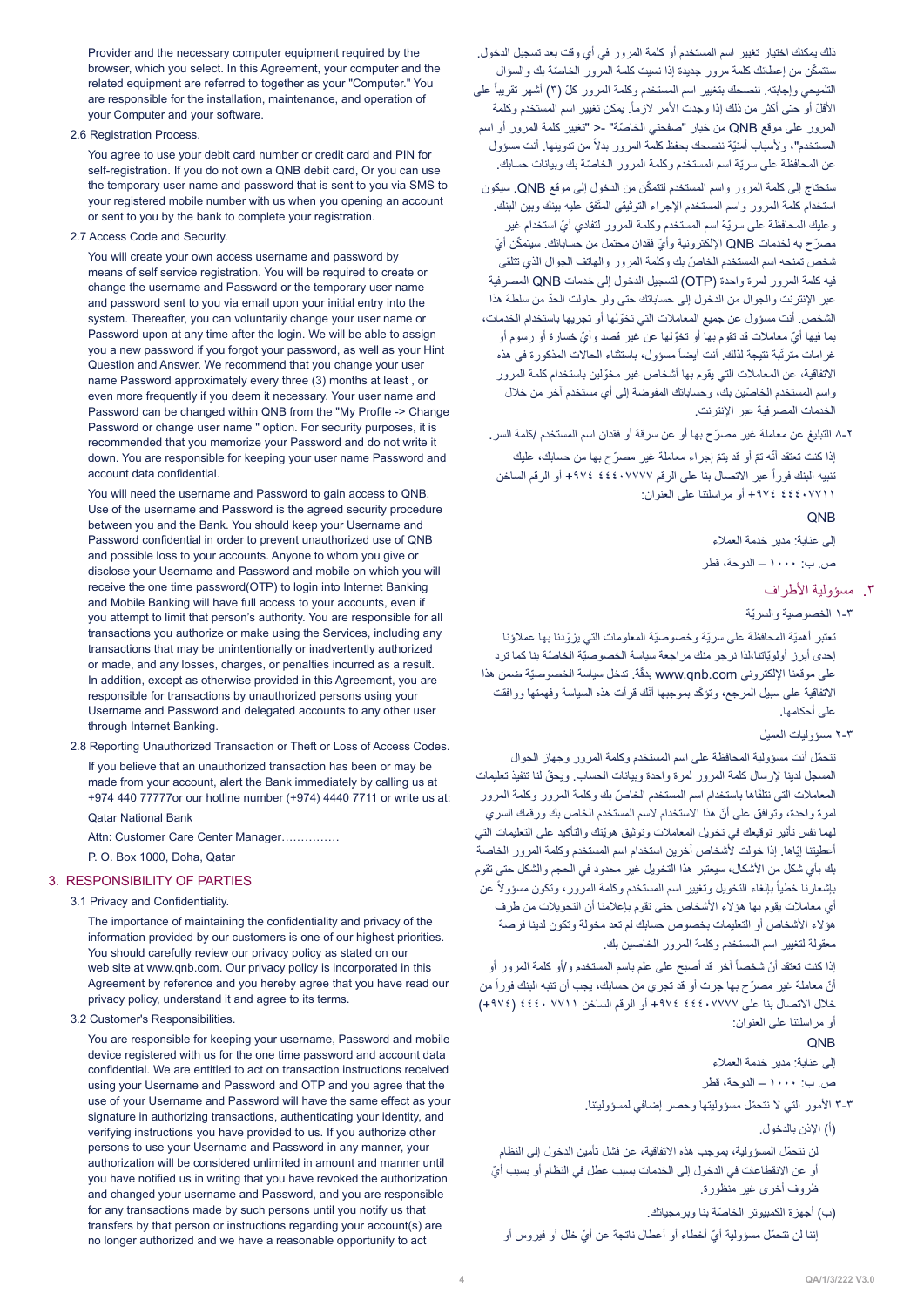Provider and the necessary computer equipment required by the browser, which you select. In this Agreement, your computer and the related equipment are referred to together as your "Computer." You are responsible for the installation, maintenance, and operation of your Computer and your software.

2.6 Registration Process.

You agree to use your debit card number or credit card and PIN for self-registration. If you do not own a QNB debit card, Or you can use the temporary user name and password that is sent to you via SMS to your registered mobile number with us when you opening an account or sent to you by the bank to complete your registration.

2.7 Access Code and Security.

You will create your own access username and password by means of self service registration. You will be required to create or change the username and Password or the temporary user name and password sent to you via email upon your initial entry into the system. Thereafter, you can voluntarily change your user name or Password upon at any time after the login. We will be able to assign you a new password if you forgot your password, as well as your Hint Question and Answer. We recommend that you change your user name Password approximately every three (3) months at least , or even more frequently if you deem it necessary. Your user name and Password can be changed within QNB from the "My Profile -> Change Password or change user name " option. For security purposes, it is recommended that you memorize your Password and do not write it down. You are responsible for keeping your user name Password and account data confidential.

You will need the username and Password to gain access to QNB. Use of the username and Password is the agreed security procedure between you and the Bank. You should keep your Username and Password confidential in order to prevent unauthorized use of QNB and possible loss to your accounts. Anyone to whom you give or disclose your Username and Password and mobile on which you will receive the one time password(OTP) to login into Internet Banking and Mobile Banking will have full access to your accounts, even if you attempt to limit that person's authority. You are responsible for all transactions you authorize or make using the Services, including any transactions that may be unintentionally or inadvertently authorized or made, and any losses, charges, or penalties incurred as a result. In addition, except as otherwise provided in this Agreement, you are responsible for transactions by unauthorized persons using your Username and Password and delegated accounts to any other user through Internet Banking.

2.8 Reporting Unauthorized Transaction or Theft or Loss of Access Codes.

If you believe that an unauthorized transaction has been or may be made from your account, alert the Bank immediately by calling us at +974 440 77777or our hotline number (+974) 4440 7711 or write us at:

Qatar National Bank

Attn: Customer Care Center Manager……………

P. O. Box 1000, Doha, Qatar

## 3. RESPONSIBILITY OF PARTIES

3.1 Privacy and Confidentiality.

The importance of maintaining the confidentiality and privacy of the information provided by our customers is one of our highest priorities. You should carefully review our privacy policy as stated on our web site at www.qnb.com. Our privacy policy is incorporated in this Agreement by reference and you hereby agree that you have read our privacy policy, understand it and agree to its terms.

3.2 Customer's Responsibilities.

You are responsible for keeping your username, Password and mobile device registered with us for the one time password and account data confidential. We are entitled to act on transaction instructions received using your Username and Password and OTP and you agree that the use of your Username and Password will have the same effect as your signature in authorizing transactions, authenticating your identity, and verifying instructions you have provided to us. If you authorize other persons to use your Username and Password in any manner, your authorization will be considered unlimited in amount and manner until you have notified us in writing that you have revoked the authorization and changed your username and Password, and you are responsible for any transactions made by such persons until you notify us that transfers by that person or instructions regarding your account(s) are no longer authorized and we have a reasonable opportunity to act

ذلك يمكنك اختيار تغيير اسم المستخدم أو كلمة المرور في أي وقت بعد تسجيل الدخول. سنتمكّن من إعطائك كلمة مرور جديدة إذا نسيت كلمة المرور الخاصّة بك والسؤال التلميحي وإجابته. ننصحك بتغيير اسم المستخدم وكلمة المرور كلّ (٣) أشهر تقريباً على الأقلّ أو حتى أكثر من ذلك إذا وجدت الأمر لازماً. يمكن تغيير اسم المستخدم وكلمة المرور على موقع QNB من خيار "صفحتي الخاصّة" -> "تغيير كلمة المرور أو اسم المستخدم"، ولأسباب أمنيّة ننصحك بحفظ كلمة المرور بدلاً من تدوينها. أنت مسؤول عن المحافظة على سريّة اسم المستخدم وكلمة المرور الخاصّة بك وبيانات حسابك.

ستحتاج إلى كلمة المرور واسم المستخدم لتتمكّن من الدخول إلى موقع QNB. سيكون استخدام كلمة المرور واسم المستخدم الإجراء التوثيقي المتّفق عليه بينك وبين البنك. وعليك المحافظة على سريّة اسم المستخدم وكلمة المرور لتفادي أيّ استخدام غير مصرّح به لخدمات QNB الإلكترونية وأيّ فقدان محتمل من حساباتك. سيتمكّن أيّ شخص تمنحه اسم المستخدم الخاصّ بك وكلمة المرور والهاتف الجوال الذي تتلقى فيه كلمة المرور لمرة واحدة (OTP) لتسجيل الدخول إلى خدمات QNB المصرفية عبر الإنترنت والجوال من الدخول إلى حساباتك حتى ولو حاولت الحدّ من سلطة هذا الشخص. أنت مسؤول عن جميع المعاملات التي تخوّلها أو تجريها باستخدام الخدمات، بما فيها أيّ معاملات قد تقوم بها أو تخوّلها عن غير قصد وأيّ خسارة أو رسوم أو غرامات مترتّبة نتيجة لذلك. أنت أيضاً مسؤول، باستثناء الحالات المذكورة في هذه الاتفاقية، عن المعاملات التي يقوم بها أشخاص غير مخوّلين باستخدام كلمة المرور واسم المستخدم الخاصّين بك، وحساباتك المفوضة إلى أي مستخدم آخر من خلال الخدمات المصرفية عبر الإنترنت.

٢-٨ التبليغ عن معاملة غير مصرّح بها أو عن سرقة أو فقدان اسم المستخدم /كلمة السر.

إذا كنت تعتقد أنّه تمّ أو قد يتمّ إجراء معاملة غير مصرّح بها من حسابك، عليك تنبيه البنك فوراً عبر الاتصال بنا على الرقم ٤٤٤٠٧٧٧٧ ٩٧٤+ أو الرقم الساخن ٤٤٤٠٧٧١١ ٩٧٤+ أو مراسلتنا على العنوان:

QNB

إلى عناية: مدير خدمة العملاء

ص. ب: ١٠٠٠ – الدوحة، قطر

## ٣. مسؤولية الأطراف

٣-١ الخصوصية والسريّة

تعتبر أهميّة المحافظة على سريّة وخصوصيّة المعلومات التي يزوّدنا بها عملاؤنا إحدى أبرز أولويّاتنا،لذا نرجو منك مراجعة سياسة الخصوصيّة الخاصّة بنا كما ترد على موقعنا الإلكتروني www.qnb.com بدقّة. تدخل سياسة الخصوصيّة ضمن هذا الاتفاقية على سبيل المرجع، وتؤكّد بموجبها أنّك قرأت هذه السياسة وفهمتها ووافقت على أحكامها.

٣-٢ مسؤوليات العميل

تتحمّل أنت مسؤولية المحافظة على اسم المستخدم وكلمة المرور وجهاز الجوال المسجل لدينا لإرسال كلمة المرور لمرة واحدة وبيانات الحساب. ويحقّ لنا تنفيذ تعليمات المعاملات التي تتلقّاها باستخدام اسم المستخدم الخاصّ بك وكلمة المرور وكلمة المرور لمرة واحدة، وتوافق على أنّ هذا الاستخدام لاسم المستخدم الخاص بك ورقمك السري لهما نفس تأثير توقيعك في تخويل المعاملات وتوثيق هويّتك والتأكيد على التعليمات التي أعطيتنا إيّاها. إذا خولت لأشخاص آخرين استخدام اسم المستخدم وكلمة المرور الخاصة بك بأي شكل من الأشكال، سيعتبر هذا التخويل غير محدود في الحجم والشكل حتى تقوم بإشعارنا خطياً بإلغاء التخويل وتغيير اسم المستخدم وكلمة المرور، وتكون مسؤولاً عن أي معاملات يقوم بها هؤلاء الأشخاص حتى تقوم بإعلامنا أن التحويلات من طرف هؤلاء الأشخاص أو التعليمات بخصوص حسابك لم تعد مخولة وتكون لدينا فرصة معقولة لتغيير اسم المستخدم وكلمة المرور الخاصين بك.

إذا كنت تعتقد أنّ شخصاً آخر قد أصبح على علم باسم المستخدم و/أو كلمة المرور أو أنّ معاملة غير مصرّح بها جرت أو قد تجري من حسابك، يجب أن تنبه البنك فوراً من خلال الاتصال بنا على ٤٤٤٠٧٧٧٧ ٩٧٤+ أو الرقم الساخن ٧٧١١ ٤٤٤٠ (٩٧٤+) أو مراسلتنا على العنوان:

QNB

إلى عناية: مدير خدمة العملاء

ص. ب: ١٠٠٠ – الدوحة، قطر

٣-٣ الأمور التي لا نتحمّل مسؤوليتها وحصر إضافي لمسؤوليتنا.

(أ) الإذن بالدخول.

لن نتحمّل المسؤولية، بموجب هذه الاتفاقية، عن فشل تأمين الدخول إلى النظام أو عن الانقطاعات في الدخول إلى الخدمات بسبب عطل في النظام أو بسبب أيّ ظروف أخرى غير منظورة.

(ب) أجهزة الكمبيوتر الخاصّة بنا وبرمجياتك.

إننا لن نتحمّل مسؤولية أيّ أخطاء أو أعطال ناتجة عن أيّ خلل أو فيروس أو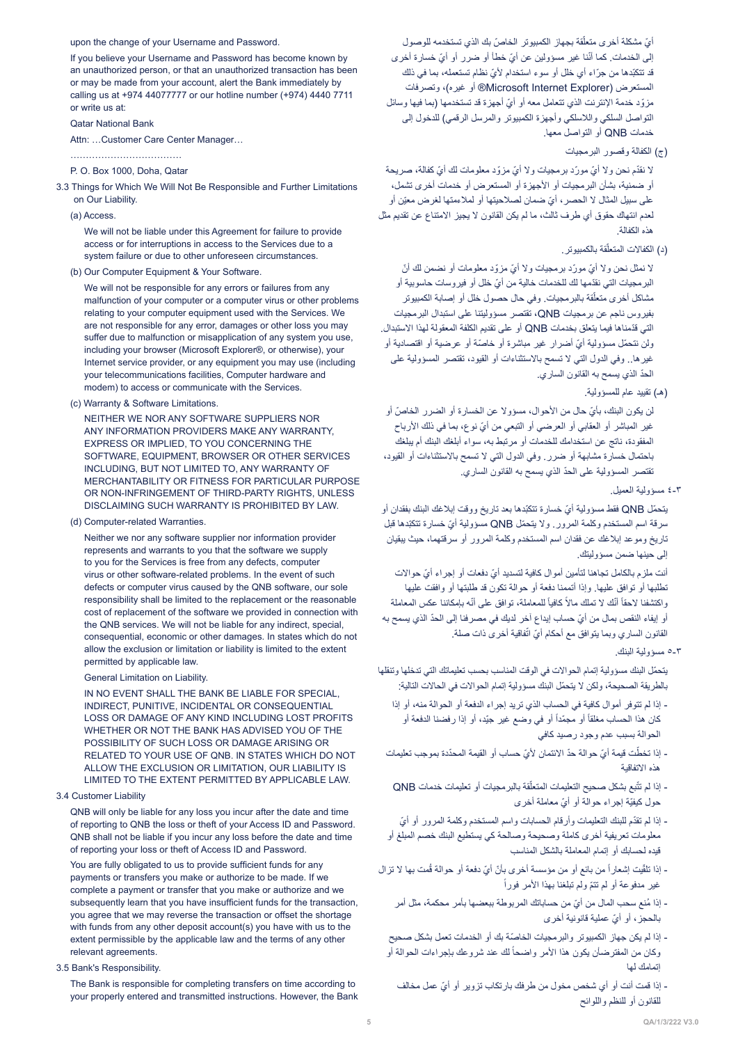upon the change of your Username and Password.

If you believe your Username and Password has become known by an unauthorized person, or that an unauthorized transaction has been or may be made from your account, alert the Bank immediately by calling us at +974 44077777 or our hotline number (+974) 4440 7711 or write us at:

Qatar National Bank

Attn: …Customer Care Center Manager…

………………………………

P. O. Box 1000, Doha, Qatar

3.3 Things for Which We Will Not Be Responsible and Further Limitations on Our Liability.

(a) Access.

We will not be liable under this Agreement for failure to provide access or for interruptions in access to the Services due to a system failure or due to other unforeseen circumstances.

(b) Our Computer Equipment & Your Software.

We will not be responsible for any errors or failures from any malfunction of your computer or a computer virus or other problems relating to your computer equipment used with the Services. We are not responsible for any error, damages or other loss you may suffer due to malfunction or misapplication of any system you use, including your browser (Microsoft Explorer®, or otherwise), your Internet service provider, or any equipment you may use (including your telecommunications facilities, Computer hardware and modem) to access or communicate with the Services.

(c) Warranty & Software Limitations.

NEITHER WE NOR ANY SOFTWARE SUPPLIERS NOR ANY INFORMATION PROVIDERS MAKE ANY WARRANTY, EXPRESS OR IMPLIED, TO YOU CONCERNING THE SOFTWARE, EQUIPMENT, BROWSER OR OTHER SERVICES INCLUDING, BUT NOT LIMITED TO, ANY WARRANTY OF MERCHANTABILITY OR FITNESS FOR PARTICULAR PURPOSE OR NON-INFRINGEMENT OF THIRD-PARTY RIGHTS, UNLESS DISCLAIMING SUCH WARRANTY IS PROHIBITED BY LAW.

(d) Computer-related Warranties.

Neither we nor any software supplier nor information provider represents and warrants to you that the software we supply to you for the Services is free from any defects, computer virus or other software-related problems. In the event of such defects or computer virus caused by the QNB software, our sole responsibility shall be limited to the replacement or the reasonable cost of replacement of the software we provided in connection with the QNB services. We will not be liable for any indirect, special, consequential, economic or other damages. In states which do not allow the exclusion or limitation or liability is limited to the extent permitted by applicable law.

General Limitation on Liability.

IN NO EVENT SHALL THE BANK BE LIABLE FOR SPECIAL, INDIRECT, PUNITIVE, INCIDENTAL OR CONSEQUENTIAL LOSS OR DAMAGE OF ANY KIND INCLUDING LOST PROFITS WHETHER OR NOT THE BANK HAS ADVISED YOU OF THE POSSIBILITY OF SUCH LOSS OR DAMAGE ARISING OR RELATED TO YOUR USE OF QNB. IN STATES WHICH DO NOT ALLOW THE EXCLUSION OR LIMITATION, OUR LIABILITY IS LIMITED TO THE EXTENT PERMITTED BY APPLICABLE LAW.

3.4 Customer Liability

QNB will only be liable for any loss you incur after the date and time of reporting to QNB the loss or theft of your Access ID and Password. QNB shall not be liable if you incur any loss before the date and time of reporting your loss or theft of Access ID and Password.

You are fully obligated to us to provide sufficient funds for any payments or transfers you make or authorize to be made. If we complete a payment or transfer that you make or authorize and we subsequently learn that you have insufficient funds for the transaction, you agree that we may reverse the transaction or offset the shortage with funds from any other deposit account(s) you have with us to the extent permissible by the applicable law and the terms of any other relevant agreements.

3.5 Bank's Responsibility.

The Bank is responsible for completing transfers on time according to your properly entered and transmitted instructions. However, the Bank

أيّ مشكلة أخرى متعلّقة بجهاز الكمبيوتر الخاصّ بك الذي تستخدمه للوصول إلى الخدمات. كما أنّنا غير مسؤولين عن أيّ خطأ أو ضرر أو أيّ خسارة أخرى قد تتكبّدها من جرّاء اي خلل أو سوء استخدام لأيّ نظام تستعمله، بما في ذلك المستعرض (Microsoft Internet Explorer® أو غيره)، وتصرفات مزوّد خدمة الإنترنت الذي تتعامل معه أو أيّ أجهزة قد تستخدمها (بما فيها وسائل التواصل السلكي واللاسلكي وأجهزة الكمبيوتر والمرسل الرقمي) للدخول إلى خدمات QNB أو التواصل معها.

(ج) الكفالة وقصور البرمجيات

لا نقدّم نحن ولا أيّ مورّد برمجيات ولا أيّ مزوّد معلومات لك أيّ كفالة، صريحة أو ضمنية، بشأن البرمجيات أو الأجهزة أو المستعرض أو خدمات أخرى تشمل، على سبيل المثال لا الحصر، أيّ ضمان لصلاحيتها أو لملاءمتها لغرض معيّن أو لعدم انتهاك حقوق أي طرف ثالث، ما لم يكن القانون لا يجيز الامتناع عن تقديم مثل هذه الكفالة.

(د) الكفالات المتعلّقة بالكمبيوتر.

لا نمثّل نحن ولا أيّ مورّد برمجيات ولا أيّ مزوّد معلومات أو نضمن لك أنّ البرمجيات التي نقدّمها لك للخدمات خالية من أيّ خلل أو فيروسات حاسوبية أو مشاكل أخرى متعلّقة بالبرمجيات. وفي حال حصول خلل أو إصابة الكمبيوتر بفيروس ناجم عن برمجيات QNB، تقتصر مسؤوليتنا على استبدال البرمجيات التي قدّمناها فيما يتعلق بخدمات QNB أو على تقديم الكلفة المعقولة لهذا الاستبدال. ولن نتحمّل مسؤولية أيّ أضرار غير مباشرة أو خاصّة أو عرضية أو اقتصادية أو غيرها.. وفي الدول التي لا تسمح بالاستثناءات أو القيود، تقتصر المسؤولية على الحدّ الذي يسمح به القانون الساري.

(هـ) تقييد عام للمسؤولية.

لن يكون البنك، بأيّ حال من الأحوال، مسؤولا عن الخسارة أو الضرر الخاصّ أو غير المباشر أو العقابي أو العرضي أو التبعي من أيّ نوع، بما في ذلك الأرباح المفقودة، ناتج عن استخدامك للخدمات أو مرتبط به، سواء أبلغك البنك أم يبلغك باحتمال خسارة مشابهة أو ضرر. وفي الدول التي لا تسمح بالاستثناءات أو القيود، تقتصر المسؤولية على الحدّ الذي يسمح به القانون الساري.

٣-٤ مسؤولية العميل.

يتحمّل QNB فقط مسؤولية أيّ خسارة تتكبّدها بعد تاريخ ووقت إبلاغك البنك بفقدان أو سرقة اسم المستخدم وكلمة المرور. ولا يتحمّل QNB مسؤولية أيّ خسارة تتكبّدها قبل تاريخ وموعد إبلاغك عن فقدان اسم المستخدم وكلمة المرور أو سرقتهما، حيث يبقيان إلى حينها ضمن مسؤوليتك.

أنت ملزم بالكامل تجاهنا لتأمين أموال كافية لتسديد أيّ دفعات أو إجراء أيّ حوالات تطلبها أو توافق عليها. وإذا أتممنا دفعة أو حوالة تكون قد طلبتها أو وافقت عليها واكتشفنا لاحقاً أنّك لا تملك مالاً كافياً للمعاملة، توافق على أنّه بإمكاننا عكس المعاملة أو إيفاء النقص بمال من أيّ حساب إيداع آخر لديك في مصرفنا إلى الحدّ الذي يسمح به القانون الساري وبما يتوافق مع أحكام أيّ اتّفاقية أخرى ذات صلة.

٣-٥ مسؤولية البنك.

يتحمّل البنك مسؤولية إتمام الحوالات في الوقت المناسب بحسب تعليماتك التي تدخلها وتنقلها بالطريقة الصحيحة، ولكن لا يتحمّل البنك مسؤولية إتمام الحوالات في الحالات التالية:

- إذا لم تتوفر أموال كافية في الحساب الذي تريد إجراء الدفعة أو الحوالة منه، أو إذا كان هذا الحساب مغلقاً أو مجمّداً أو في وضع غير جيّد، أو إذا رفضنا الدفعة أو الحوالة بسبب عدم وجود رصيد كافي
- إذا تخطّت قيمة أيّ حوالة حدّ الائتمان لأيّ حساب أو القيمة المحدّدة بموجب تعليمات هذه الاتفاقية
- إذا لم تتّبع بشكل صحيح التعليمات المتعلّقة بالبرمجيات أو تعليمات خدمات QNB حول كيفيّة إجراء حوالة أو أيّ معاملة أخرى
- إذا لم تقدّم للبنك التعليمات وأرقام الحسابات واسم المستخدم وكلمة المرور أو أيّ معلومات تعريفية أخرى كاملة وصحيحة وصالحة كي يستطيع البنك خصم المبلغ أو قيده لحسابك أو إتمام المعاملة بالشكل المناسب
- إذا تلقّيت إشعاراً من بائع أو من مؤسسة أخرى بأنّ أيّ دفعة أو حوالة قُمت بها لا تزال غير مدفوعة أو لم تتمّ ولم تبلغنا بهذا الأمر فوراً
- إذا مُنِع سحب المال من أيّ من حساباتك المربوطة ببعضها بأمر محكمة، مثل أمر بالحجز، أو أيّ عملية قانونية أخرى
- إذا لم يكن جهاز الكمبيوتر والبرمجيات الخاصّة بك أو الخدمات تعمل بشكل صحيح وكان من المفترضأن يكون هذا الأمر واضحاً لك عند شروعك بإجراءات الحوالة أو إتمامك لها
- إذا قمت أنت أو أي شخص مخول من طرفك بارتكاب تزوير أو أيّ عمل مخالف للقانون أو للنظم واللوائح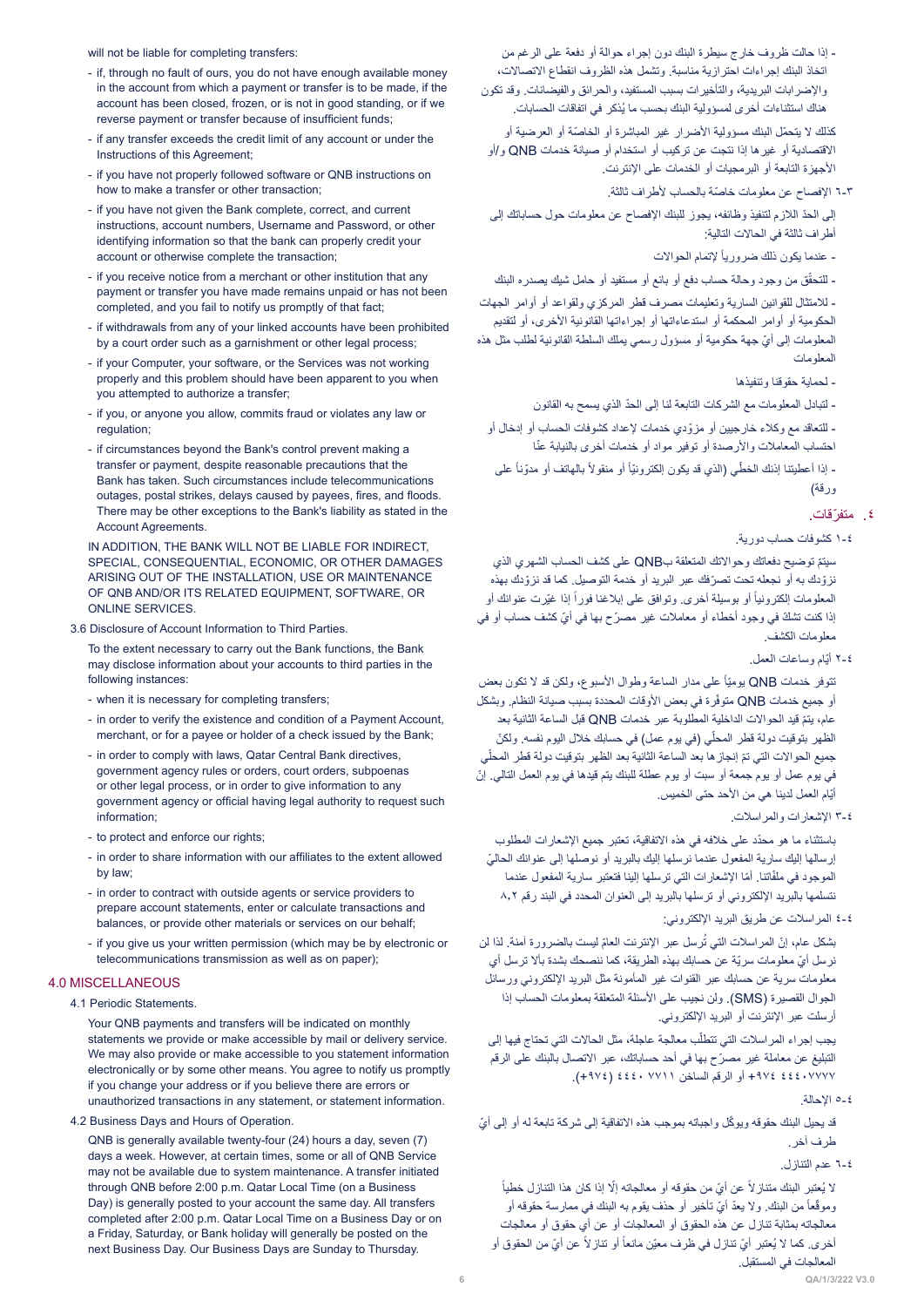will not be liable for completing transfers:

- if, through no fault of ours, you do not have enough available money in the account from which a payment or transfer is to be made, if the account has been closed, frozen, or is not in good standing, or if we reverse payment or transfer because of insufficient funds;
- if any transfer exceeds the credit limit of any account or under the Instructions of this Agreement;
- if you have not properly followed software or QNB instructions on how to make a transfer or other transaction;
- if you have not given the Bank complete, correct, and current instructions, account numbers, Username and Password, or other identifying information so that the bank can properly credit your account or otherwise complete the transaction;
- if you receive notice from a merchant or other institution that any payment or transfer you have made remains unpaid or has not been completed, and you fail to notify us promptly of that fact;
- if withdrawals from any of your linked accounts have been prohibited by a court order such as a garnishment or other legal process;
- if your Computer, your software, or the Services was not working properly and this problem should have been apparent to you when you attempted to authorize a transfer;
- if you, or anyone you allow, commits fraud or violates any law or regulation;
- if circumstances beyond the Bank's control prevent making a transfer or payment, despite reasonable precautions that the Bank has taken. Such circumstances include telecommunications outages, postal strikes, delays caused by payees, fires, and floods. There may be other exceptions to the Bank's liability as stated in the Account Agreements.

IN ADDITION, THE BANK WILL NOT BE LIABLE FOR INDIRECT, SPECIAL, CONSEQUENTIAL, ECONOMIC, OR OTHER DAMAGES ARISING OUT OF THE INSTALLATION, USE OR MAINTENANCE OF QNB AND/OR ITS RELATED EQUIPMENT, SOFTWARE, OR ONLINE SERVICES.

3.6 Disclosure of Account Information to Third Parties.

To the extent necessary to carry out the Bank functions, the Bank may disclose information about your accounts to third parties in the following instances:

- when it is necessary for completing transfers;
- in order to verify the existence and condition of a Payment Account, merchant, or for a payee or holder of a check issued by the Bank;
- in order to comply with laws, Qatar Central Bank directives, government agency rules or orders, court orders, subpoenas or other legal process, or in order to give information to any government agency or official having legal authority to request such information;
- to protect and enforce our rights;
- in order to share information with our affiliates to the extent allowed by law;
- in order to contract with outside agents or service providers to prepare account statements, enter or calculate transactions and balances, or provide other materials or services on our behalf;
- if you give us your written permission (which may be by electronic or telecommunications transmission as well as on paper);

## 4.0 MISCELLANEOUS

4.1 Periodic Statements.

Your QNB payments and transfers will be indicated on monthly statements we provide or make accessible by mail or delivery service. We may also provide or make accessible to you statement information electronically or by some other means. You agree to notify us promptly if you change your address or if you believe there are errors or unauthorized transactions in any statement, or statement information.

4.2 Business Days and Hours of Operation.

QNB is generally available twenty-four (24) hours a day, seven (7) days a week. However, at certain times, some or all of QNB Service may not be available due to system maintenance. A transfer initiated through QNB before 2:00 p.m. Qatar Local Time (on a Business Day) is generally posted to your account the same day. All transfers completed after 2:00 p.m. Qatar Local Time on a Business Day or on a Friday, Saturday, or Bank holiday will generally be posted on the next Business Day. Our Business Days are Sunday to Thursday.

- إذا حالت ظروف خارج سيطرة البنك دون إجراء حوالة أو دفعة على الرغم من اتخاذ البنك إجراءات احترازية مناسبة. وتشمل هذه الظروف انقطاع الاتصالات، والإضرابات البريدية، والتأخيرات بسبب المستفيد، والحرائق والفيضانات. وقد تكون هناك استثناءات أخرى لمسؤولية البنك بحسب ما يُذكر في اتفاقات الحسابات.

كذلك لا يتحمّل البنك مسؤولية الأضرار غير المباشرة أو الخاصّة أو العرضية أو الاقتصادية أو غيرها إذا نتجت عن تركيب أو استخدام أو صيانة خدمات QNB و/أو الأجهزة التابعة أو البرمجيات أو الخدمات على الإنترنت.

٦-٣ الإفصاح عن معلومات خاصّة بالحساب لأطراف ثالثة.

إلى الحدّ اللازم لتنفيذ وظائفه، يجوز للبنك الإفصاح عن معلومات حول حساباتك إلى أطراف ثالثة في الحالات التالية:

- عندما يكون ذلك ضرورياً لإتمام الحوالات
- للتحقّق من وجود وحالة حساب دفع أو بائع أو مستفيد أو حامل شيك يصدره البنك
- للامتثال للقوانين السارية وتعليمات مصرف قطر المركزي ولقواعد أو أوامر الجهات الحكومية أو أوامر المحكمة أو استدعاءاتها أو إجراءاتها القانونية الأخرى، أو لتقديم المعلومات إلى أيّ جهة حكومية أو مسؤول رسمي يملك السلطة القانونية لطلب مثل هذه المعلومات
- لحماية حقوقنا وتنفيذها
- لتبادل المعلومات مع الشركات التابعة لنا إلى الحدّ الذي يسمح به القانون
- للتعاقد مع وكلاء خارجيين أو مزوّدي خدمات لإعداد كشوفات الحساب أو إدخال أو احتساب المعاملات والأرصدة أو توفير مواد أو خدمات أخرى بالنيابة عنّا
- إذا أعطيتنا إذنك الخطّي (الذي قد يكون إلكترونياً أو منقولاً بالهاتف أو مدوّناً على ورقة)

## ٤. متفرّقات.

١-٤ كشوفات حساب دورية.

سيتمّ توضيح دفعاتك وحوالاتك المتعلقة بـQNB على كشف الحساب الشهري الذي نزوّدك به أو نجعله تحت تصرّفك عبر البريد أو خدمة التوصيل. كما قد نزوّدك بهذه المعلومات إلكترونياً أو بوسيلة أخرى. وتوافق على إبلاغنا فوراً إذا غيّرت عنوانك أو إذا كنت تشكّ في وجود أخطاء أو معاملات غير مصرّح بها في أيّ كشف حساب أو في معلومات الكشف.

٢-٤ أيّام وساعات العمل.

تتوفر خدمات QNB يومياً على مدار الساعة وطوال الأسبوع، ولكن قد لا تكون بعض أو جميع خدمات QNB متوفّرة في بعض الأوقات المحددة بسبب صيانة النظام. وبشكل عام، يتمّ قيد الحوالات الداخلية المطلوبة عبر خدمات QNB قبل الساعة الثانية بعد الظهر بتوقيت دولة قطر المحلّي (في يوم عمل) في حسابك خلال اليوم نفسه. ولكنّ جميع الحوالات التي تمّ إنجازها بعد الساعة الثانية بعد الظهر بتوقيت دولة قطر المحلّي في يوم عمل أو يوم جمعة أو سبت أو يوم عطلة للبنك يتمّ قيدها في يوم العمل التالي. إنّ أيّام العمل لدينا هي من الأحد حتى الخميس.

٣-٤ الإشعارات والمراسلات.

باستثناء ما هو محدّد على خلافه في هذه الاتفاقية، تعتبر جميع الإشعارات المطلوب إرسالها إليك سارية المفعول عندما نرسلها إليك بالبريد أو نوصلها إلى عنوانك الحاليّ الموجود في ملفّاتنا. أمّا الإشعارات التي ترسلها إلينا فتعتبر سارية المفعول عندما نتسلمها بالبريد الإلكتروني أو ترسلها بالبريد إلى العنوان المحدد في البند رقم ٨،٢

٤-٤ المراسلات عن طريق البريد الإلكتروني:

بشكل عام، إنّ المراسلات التي تُرسل عبر الإنترنت العامّ ليست بالضرورة آمنة. لذا لن نرسل أيّ معلومات سريّة عن حسابك بهذه الطريقة، كما ننصحك بشدة بألا ترسل أي معلومات سرية عن حسابك عبر القنوات غير المأمونة مثل البريد الإلكتروني ورسائل الجوال القصيرة (SMS). ولن نجيب على الأسئلة المتعلقة بمعلومات الحساب إذا أرسلت عبر الإنترنت أو البريد الإلكتروني.

يجب إجراء المراسلات التي تتطلّب معالجة عاجلة، مثل الحالات التي تحتاج فيها إلى التبليغ عن معاملة غير مصرّح بها في أحد حساباتك، عبر الاتصال بالبنك على الرقم ٤٤٤٠٧٧٧٧ ٩٧٤+ أو الرقم الساخن ٧٧١١ ٤٤٤٠ (٩٧٤+).

٥-٤ الإحالة.

قد يحيل البنك حقوقه ويوكّل واجباته بموجب هذه الاتفاقية إلى شركة تابعة له أو إلى أيّ طرف آخر.

٦-٤ عدم التنازل.

لا يُعتبر البنك متنازلاً عن أيّ من حقوقه أو معالجاته إلّا إذا كان هذا التنازل خطياً وموقّعاً من البنك. ولا يعدّ أيّ تأخير أو حذف يقوم به البنك في ممارسة حقوقه أو معالجاته بمثابة تنازل عن هذه الحقوق أو المعالجات أو عن أي حقوق أو معالجات أخرى. كما لا يُعتبر أيّ تنازل في ظرف معيّن مانعاً أو تنازلاً عن أيّ من الحقوق أو المعالجات في المستقبل.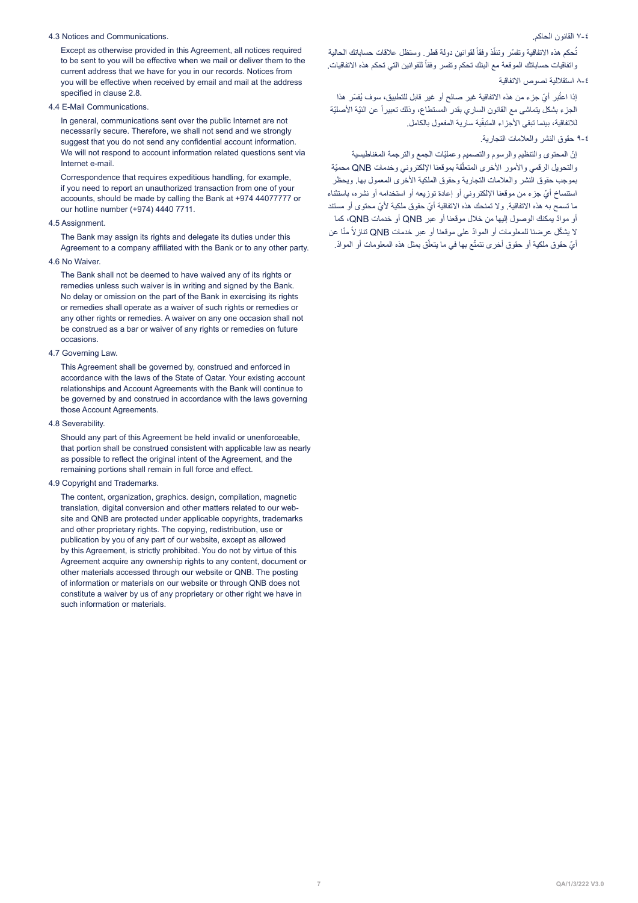4.3 Notices and Communications.

Except as otherwise provided in this Agreement, all notices required to be sent to you will be effective when we mail or deliver them to the current address that we have for you in our records. Notices from you will be effective when received by email and mail at the address specified in clause 2.8.

4.4 E-Mail Communications.

In general, communications sent over the public Internet are not necessarily secure. Therefore, we shall not send and we strongly suggest that you do not send any confidential account information. We will not respond to account information related questions sent via Internet e-mail.

Correspondence that requires expeditious handling, for example, if you need to report an unauthorized transaction from one of your accounts, should be made by calling the Bank at +974 44077777 or our hotline number (+974) 4440 7711.

4.5 Assignment.

The Bank may assign its rights and delegate its duties under this Agreement to a company affiliated with the Bank or to any other party.

4.6 No Waiver.

The Bank shall not be deemed to have waived any of its rights or remedies unless such waiver is in writing and signed by the Bank. No delay or omission on the part of the Bank in exercising its rights or remedies shall operate as a waiver of such rights or remedies or any other rights or remedies. A waiver on any one occasion shall not be construed as a bar or waiver of any rights or remedies on future occasions.

4.7 Governing Law.

This Agreement shall be governed by, construed and enforced in accordance with the laws of the State of Qatar. Your existing account relationships and Account Agreements with the Bank will continue to be governed by and construed in accordance with the laws governing those Account Agreements.

4.8 Severability.

Should any part of this Agreement be held invalid or unenforceable, that portion shall be construed consistent with applicable law as nearly as possible to reflect the original intent of the Agreement, and the remaining portions shall remain in full force and effect.

4.9 Copyright and Trademarks.

The content, organization, graphics. design, compilation, magnetic translation, digital conversion and other matters related to our web-site and QNB are protected under applicable copyrights, trademarks and other proprietary rights. The copying, redistribution, use or publication by you of any part of our website, except as allowed by this Agreement, is strictly prohibited. You do not by virtue of this Agreement acquire any ownership rights to any content, document or other materials accessed through our website or QNB. The posting of information or materials on our website or through QNB does not constitute a waiver by us of any proprietary or other right we have in such information or materials.

٤-٧ القانون الحاكم.

تُحكم هذه الاتفاقية وتفسّر وتنفّذ وفقاً لقوانين دولة قطر. وستظل علاقات حساباتك الحالية واتفاقيات حساباتك الموقعة مع البنك تحكم وتفسر وفقاً للقوانين التي تحكم هذه الاتفاقيات.

٤-٨ استقلالية نصوص الاتفاقية

إذا اعتُبر أيّ جزء من هذه الاتفاقية غير صالح أو غير قابل للتطبيق، سوف يُفسّر هذا الجزء بشكل يتماشى مع القانون الساري بقدر المستطاع، وذلك تعبيراً عن النيّة الأصليّة للاتفاقية، بينما تبقى الأجزاء المتبقّية سارية المفعول بالكامل.

٤-٩ حقوق النشر والعلامات التجارية.

إنّ المحتوى والتنظيم والرسوم والتصميم وعمليّات الجمع والترجمة المغناطيسية والتحويل الرقمي والأمور الأخرى المتعلّقة بموقعنا الإلكتروني وخدمات QNB محميّة بموجب حقوق النشر والعلامات التجارية وحقوق الملكية الأخرى المعمول بها. ويحظر استنساخ أيّ جزء من موقعنا الإلكتروني أو إعادة توزيعه أو استخدامه أو نشره، باستثناء ما تسمح به هذه الاتفاقية. ولا تمنحك هذه الاتفاقية أيّ حقوق ملكية لأيّ محتوى أو مستند أو موادّ يمكنك الوصول إليها من خلال موقعنا أو عبر QNB أو خدمات QNB، كما لا يشكّل عرضنا للمعلومات أو الموادّ على موقعنا أو عبر خدمات QNB تنازلاً منّا عن أيّ حقوق ملكية أو حقوق أخرى نتمتّع بها في ما يتعلّق بمثل هذه المعلومات أو الموادّ.